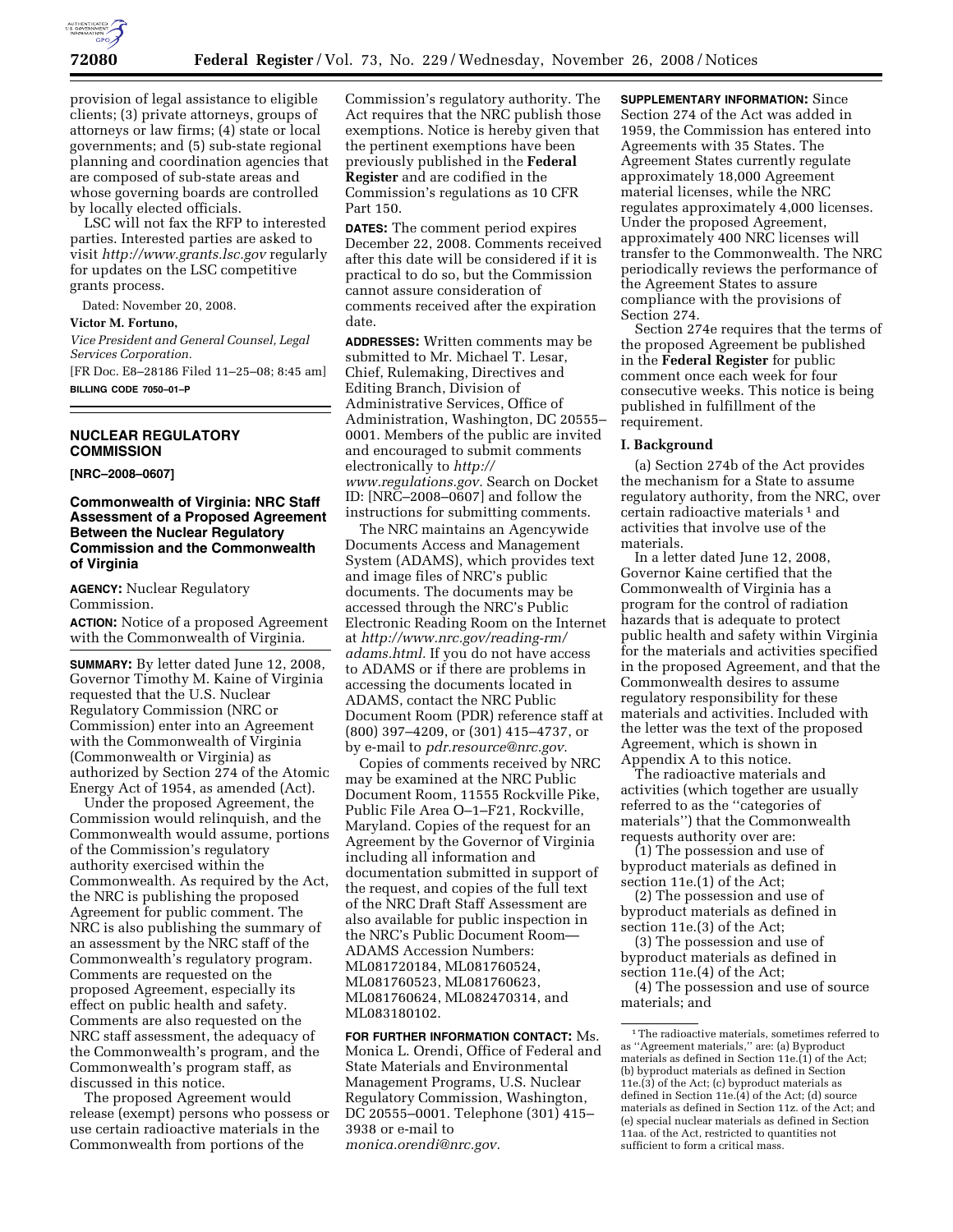provision of legal assistance to eligible clients; (3) private attorneys, groups of attorneys or law firms; (4) state or local governments; and (5) sub-state regional planning and coordination agencies that are composed of sub-state areas and whose governing boards are controlled by locally elected officials.

LSC will not fax the RFP to interested parties. Interested parties are asked to visit *http://www.grants.lsc.gov* regularly for updates on the LSC competitive grants process.

Dated: November 20, 2008.

**Victor M. Fortuno,**

*Vice President and General Counsel, Legal Services Corporation.*

[FR Doc. E8–28186 Filed 11–25–08; 8:45 am]

**BILLING CODE 7050–01–P**

## NUCLEAR REGULATORY COMMISSION

**[NRC–2008–0607]**

### Commonwealth of Virginia: NRC Staff Assessment of a Proposed Agreement Between the Nuclear Regulatory Commission and the Commonwealth of Virginia

**AGENCY:** Nuclear Regulatory Commission.

**ACTION:** Notice of a proposed Agreement with the Commonwealth of Virginia.

**SUMMARY:** By letter dated June 12, 2008, Governor Timothy M. Kaine of Virginia requested that the U.S. Nuclear Regulatory Commission (NRC or Commission) enter into an Agreement with the Commonwealth of Virginia (Commonwealth or Virginia) as authorized by Section 274 of the Atomic Energy Act of 1954, as amended (Act).

Under the proposed Agreement, the Commission would relinquish, and the Commonwealth would assume, portions of the Commission's regulatory authority exercised within the Commonwealth. As required by the Act, the NRC is publishing the proposed Agreement for public comment. The NRC is also publishing the summary of an assessment by the NRC staff of the Commonwealth's regulatory program. Comments are requested on the proposed Agreement, especially its effect on public health and safety. Comments are also requested on the NRC staff assessment, the adequacy of the Commonwealth's program, and the Commonwealth's program staff, as discussed in this notice.

The proposed Agreement would release (exempt) persons who possess or use certain radioactive materials in the Commonwealth from portions of the Commission's regulatory authority. The Act requires that the NRC publish those exemptions. Notice is hereby given that the pertinent exemptions have been previously published in the **Federal Register** and are codified in the Commission's regulations as 10 CFR Part 150.

**DATES:** The comment period expires December 22, 2008. Comments received after this date will be considered if it is practical to do so, but the Commission cannot assure consideration of comments received after the expiration date.

**ADDRESSES:** Written comments may be submitted to Mr. Michael T. Lesar, Chief, Rulemaking, Directives and Editing Branch, Division of Administrative Services, Office of Administration, Washington, DC 20555–0001. Members of the public are invited and encouraged to submit comments electronically to *http://www.regulations.gov.* Search on Docket ID: [NRC–2008–0607] and follow the instructions for submitting comments.

The NRC maintains an Agencywide Documents Access and Management System (ADAMS), which provides text and image files of NRC's public documents. The documents may be accessed through the NRC's Public Electronic Reading Room on the Internet at *http://www.nrc.gov/reading-rm/adams.html.* If you do not have access to ADAMS or if there are problems in accessing the documents located in ADAMS, contact the NRC Public Document Room (PDR) reference staff at (800) 397–4209, or (301) 415–4737, or by e-mail to *pdr.resource@nrc.gov.*

Copies of comments received by NRC may be examined at the NRC Public Document Room, 11555 Rockville Pike, Public File Area O–1–F21, Rockville, Maryland. Copies of the request for an Agreement by the Governor of Virginia including all information and documentation submitted in support of the request, and copies of the full text of the NRC Draft Staff Assessment are also available for public inspection in the NRC's Public Document Room—ADAMS Accession Numbers: ML081720184, ML081760524, ML081760523, ML081760623, ML081760624, ML082470314, and ML083180102.

**FOR FURTHER INFORMATION CONTACT:** Ms. Monica L. Orendi, Office of Federal and State Materials and Environmental Management Programs, U.S. Nuclear Regulatory Commission, Washington, DC 20555–0001. Telephone (301) 415–3938 or e-mail to *monica.orendi@nrc.gov.*

**SUPPLEMENTARY INFORMATION:** Since Section 274 of the Act was added in 1959, the Commission has entered into Agreements with 35 States. The Agreement States currently regulate approximately 18,000 Agreement material licenses, while the NRC regulates approximately 4,000 licenses. Under the proposed Agreement, approximately 400 NRC licenses will transfer to the Commonwealth. The NRC periodically reviews the performance of the Agreement States to assure compliance with the provisions of Section 274.

Section 274e requires that the terms of the proposed Agreement be published in the **Federal Register** for public comment once each week for four consecutive weeks. This notice is being published in fulfillment of the requirement.

#### I. Background

(a) Section 274b of the Act provides the mechanism for a State to assume regulatory authority, from the NRC, over certain radioactive materials [1] and activities that involve use of the materials.

In a letter dated June 12, 2008, Governor Kaine certified that the Commonwealth of Virginia has a program for the control of radiation hazards that is adequate to protect public health and safety within Virginia for the materials and activities specified in the proposed Agreement, and that the Commonwealth desires to assume regulatory responsibility for these materials and activities. Included with the letter was the text of the proposed Agreement, which is shown in Appendix A to this notice.

The radioactive materials and activities (which together are usually referred to as the ''categories of materials'') that the Commonwealth requests authority over are:

(1) The possession and use of byproduct materials as defined in section 11e.(1) of the Act;

(2) The possession and use of byproduct materials as defined in section 11e.(3) of the Act;

(3) The possession and use of byproduct materials as defined in section 11e.(4) of the Act;

(4) The possession and use of source materials; and

[1] The radioactive materials, sometimes referred to as ''Agreement materials,'' are: (a) Byproduct materials as defined in Section 11e.(1) of the Act; (b) byproduct materials as defined in Section 11e.(3) of the Act; (c) byproduct materials as defined in Section 11e.(4) of the Act; (d) source materials as defined in Section 11z. of the Act; and (e) special nuclear materials as defined in Section 11aa. of the Act, restricted to quantities not sufficient to form a critical mass.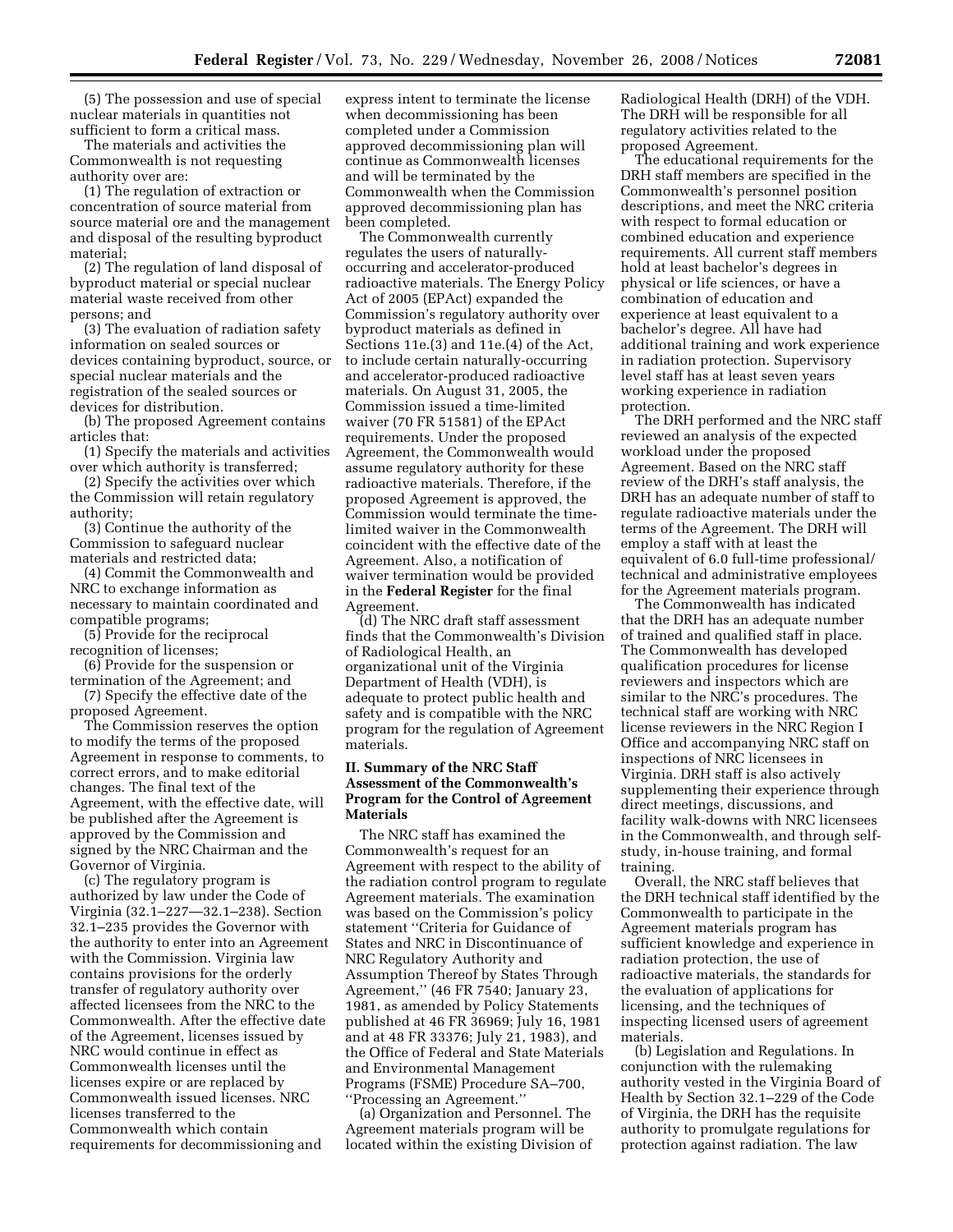(5) The possession and use of special nuclear materials in quantities not sufficient to form a critical mass.

The materials and activities the Commonwealth is not requesting authority over are:

(1) The regulation of extraction or concentration of source material from source material ore and the management and disposal of the resulting byproduct material;

(2) The regulation of land disposal of byproduct material or special nuclear material waste received from other persons; and

(3) The evaluation of radiation safety information on sealed sources or devices containing byproduct, source, or special nuclear materials and the registration of the sealed sources or devices for distribution.

(b) The proposed Agreement contains articles that:

(1) Specify the materials and activities over which authority is transferred;

(2) Specify the activities over which the Commission will retain regulatory authority;

(3) Continue the authority of the Commission to safeguard nuclear materials and restricted data;

(4) Commit the Commonwealth and NRC to exchange information as necessary to maintain coordinated and compatible programs;

(5) Provide for the reciprocal recognition of licenses;

(6) Provide for the suspension or termination of the Agreement; and

(7) Specify the effective date of the proposed Agreement.

The Commission reserves the option to modify the terms of the proposed Agreement in response to comments, to correct errors, and to make editorial changes. The final text of the Agreement, with the effective date, will be published after the Agreement is approved by the Commission and signed by the NRC Chairman and the Governor of Virginia.

(c) The regulatory program is authorized by law under the Code of Virginia (32.1–227—32.1–238). Section 32.1–235 provides the Governor with the authority to enter into an Agreement with the Commission. Virginia law contains provisions for the orderly transfer of regulatory authority over affected licensees from the NRC to the Commonwealth. After the effective date of the Agreement, licenses issued by NRC would continue in effect as Commonwealth licenses until the licenses expire or are replaced by Commonwealth issued licenses. NRC licenses transferred to the Commonwealth which contain requirements for decommissioning and express intent to terminate the license when decommissioning has been completed under a Commission approved decommissioning plan will continue as Commonwealth licenses and will be terminated by the Commonwealth when the Commission approved decommissioning plan has been completed.

The Commonwealth currently regulates the users of naturally-occurring and accelerator-produced radioactive materials. The Energy Policy Act of 2005 (EPAct) expanded the Commission's regulatory authority over byproduct materials as defined in Sections 11e.(3) and 11e.(4) of the Act, to include certain naturally-occurring and accelerator-produced radioactive materials. On August 31, 2005, the Commission issued a time-limited waiver (70 FR 51581) of the EPAct requirements. Under the proposed Agreement, the Commonwealth would assume regulatory authority for these radioactive materials. Therefore, if the proposed Agreement is approved, the Commission would terminate the time-limited waiver in the Commonwealth coincident with the effective date of the Agreement. Also, a notification of waiver termination would be provided in the **Federal Register** for the final Agreement.

(d) The NRC draft staff assessment finds that the Commonwealth's Division of Radiological Health, an organizational unit of the Virginia Department of Health (VDH), is adequate to protect public health and safety and is compatible with the NRC program for the regulation of Agreement materials.

## II. Summary of the NRC Staff Assessment of the Commonwealth's Program for the Control of Agreement Materials

The NRC staff has examined the Commonwealth's request for an Agreement with respect to the ability of the radiation control program to regulate Agreement materials. The examination was based on the Commission's policy statement "Criteria for Guidance of States and NRC in Discontinuance of NRC Regulatory Authority and Assumption Thereof by States Through Agreement," (46 FR 7540; January 23, 1981, as amended by Policy Statements published at 46 FR 36969; July 16, 1981 and at 48 FR 33376; July 21, 1983), and the Office of Federal and State Materials and Environmental Management Programs (FSME) Procedure SA–700, "Processing an Agreement."

(a) Organization and Personnel. The Agreement materials program will be located within the existing Division of Radiological Health (DRH) of the VDH. The DRH will be responsible for all regulatory activities related to the proposed Agreement.

The educational requirements for the DRH staff members are specified in the Commonwealth's personnel position descriptions, and meet the NRC criteria with respect to formal education or combined education and experience requirements. All current staff members hold at least bachelor's degrees in physical or life sciences, or have a combination of education and experience at least equivalent to a bachelor's degree. All have had additional training and work experience in radiation protection. Supervisory level staff has at least seven years working experience in radiation protection.

The DRH performed and the NRC staff reviewed an analysis of the expected workload under the proposed Agreement. Based on the NRC staff review of the DRH's staff analysis, the DRH has an adequate number of staff to regulate radioactive materials under the terms of the Agreement. The DRH will employ a staff with at least the equivalent of 6.0 full-time professional/technical and administrative employees for the Agreement materials program.

The Commonwealth has indicated that the DRH has an adequate number of trained and qualified staff in place. The Commonwealth has developed qualification procedures for license reviewers and inspectors which are similar to the NRC's procedures. The technical staff are working with NRC license reviewers in the NRC Region I Office and accompanying NRC staff on inspections of NRC licensees in Virginia. DRH staff is also actively supplementing their experience through direct meetings, discussions, and facility walk-downs with NRC licensees in the Commonwealth, and through self-study, in-house training, and formal training.

Overall, the NRC staff believes that the DRH technical staff identified by the Commonwealth to participate in the Agreement materials program has sufficient knowledge and experience in radiation protection, the use of radioactive materials, the standards for the evaluation of applications for licensing, and the techniques of inspecting licensed users of agreement materials.

(b) Legislation and Regulations. In conjunction with the rulemaking authority vested in the Virginia Board of Health by Section 32.1–229 of the Code of Virginia, the DRH has the requisite authority to promulgate regulations for protection against radiation. The law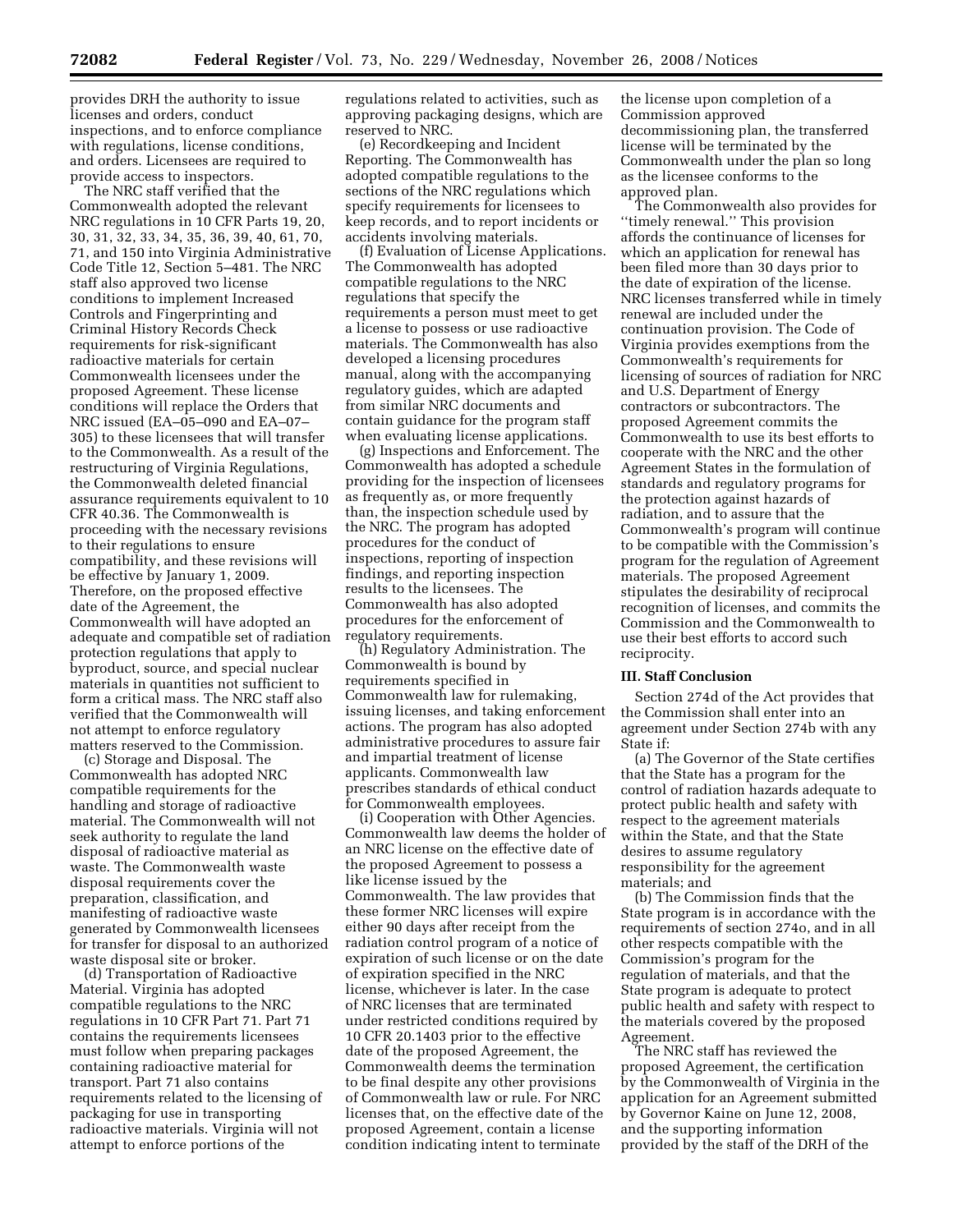provides DRH the authority to issue licenses and orders, conduct inspections, and to enforce compliance with regulations, license conditions, and orders. Licensees are required to provide access to inspectors.

The NRC staff verified that the Commonwealth adopted the relevant NRC regulations in 10 CFR Parts 19, 20, 30, 31, 32, 33, 34, 35, 36, 39, 40, 61, 70, 71, and 150 into Virginia Administrative Code Title 12, Section 5–481. The NRC staff also approved two license conditions to implement Increased Controls and Fingerprinting and Criminal History Records Check requirements for risk-significant radioactive materials for certain Commonwealth licensees under the proposed Agreement. These license conditions will replace the Orders that NRC issued (EA–05–090 and EA–07–305) to these licensees that will transfer to the Commonwealth. As a result of the restructuring of Virginia Regulations, the Commonwealth deleted financial assurance requirements equivalent to 10 CFR 40.36. The Commonwealth is proceeding with the necessary revisions to their regulations to ensure compatibility, and these revisions will be effective by January 1, 2009. Therefore, on the proposed effective date of the Agreement, the Commonwealth will have adopted an adequate and compatible set of radiation protection regulations that apply to byproduct, source, and special nuclear materials in quantities not sufficient to form a critical mass. The NRC staff also verified that the Commonwealth will not attempt to enforce regulatory matters reserved to the Commission.

(c) Storage and Disposal. The Commonwealth has adopted NRC compatible requirements for the handling and storage of radioactive material. The Commonwealth will not seek authority to regulate the land disposal of radioactive material as waste. The Commonwealth waste disposal requirements cover the preparation, classification, and manifesting of radioactive waste generated by Commonwealth licensees for transfer for disposal to an authorized waste disposal site or broker.

(d) Transportation of Radioactive Material. Virginia has adopted compatible regulations to the NRC regulations in 10 CFR Part 71. Part 71 contains the requirements licensees must follow when preparing packages containing radioactive material for transport. Part 71 also contains requirements related to the licensing of packaging for use in transporting radioactive materials. Virginia will not attempt to enforce portions of the regulations related to activities, such as approving packaging designs, which are reserved to NRC.

(e) Recordkeeping and Incident Reporting. The Commonwealth has adopted compatible regulations to the sections of the NRC regulations which specify requirements for licensees to keep records, and to report incidents or accidents involving materials.

(f) Evaluation of License Applications. The Commonwealth has adopted compatible regulations to the NRC regulations that specify the requirements a person must meet to get a license to possess or use radioactive materials. The Commonwealth has also developed a licensing procedures manual, along with the accompanying regulatory guides, which are adapted from similar NRC documents and contain guidance for the program staff when evaluating license applications.

(g) Inspections and Enforcement. The Commonwealth has adopted a schedule providing for the inspection of licensees as frequently as, or more frequently than, the inspection schedule used by the NRC. The program has adopted procedures for the conduct of inspections, reporting of inspection findings, and reporting inspection results to the licensees. The Commonwealth has also adopted procedures for the enforcement of regulatory requirements.

(h) Regulatory Administration. The Commonwealth is bound by requirements specified in Commonwealth law for rulemaking, issuing licenses, and taking enforcement actions. The program has also adopted administrative procedures to assure fair and impartial treatment of license applicants. Commonwealth law prescribes standards of ethical conduct for Commonwealth employees.

(i) Cooperation with Other Agencies. Commonwealth law deems the holder of an NRC license on the effective date of the proposed Agreement to possess a like license issued by the Commonwealth. The law provides that these former NRC licenses will expire either 90 days after receipt from the radiation control program of a notice of expiration of such license or on the date of expiration specified in the NRC license, whichever is later. In the case of NRC licenses that are terminated under restricted conditions required by 10 CFR 20.1403 prior to the effective date of the proposed Agreement, the Commonwealth deems the termination to be final despite any other provisions of Commonwealth law or rule. For NRC licenses that, on the effective date of the proposed Agreement, contain a license condition indicating intent to terminate the license upon completion of a Commission approved decommissioning plan, the transferred license will be terminated by the Commonwealth under the plan so long as the licensee conforms to the approved plan.

The Commonwealth also provides for "timely renewal." This provision affords the continuance of licenses for which an application for renewal has been filed more than 30 days prior to the date of expiration of the license. NRC licenses transferred while in timely renewal are included under the continuation provision. The Code of Virginia provides exemptions from the Commonwealth's requirements for licensing of sources of radiation for NRC and U.S. Department of Energy contractors or subcontractors. The proposed Agreement commits the Commonwealth to use its best efforts to cooperate with the NRC and the other Agreement States in the formulation of standards and regulatory programs for the protection against hazards of radiation, and to assure that the Commonwealth's program will continue to be compatible with the Commission's program for the regulation of Agreement materials. The proposed Agreement stipulates the desirability of reciprocal recognition of licenses, and commits the Commission and the Commonwealth to use their best efforts to accord such reciprocity.

## III. Staff Conclusion

Section 274d of the Act provides that the Commission shall enter into an agreement under Section 274b with any State if:

(a) The Governor of the State certifies that the State has a program for the control of radiation hazards adequate to protect public health and safety with respect to the agreement materials within the State, and that the State desires to assume regulatory responsibility for the agreement materials; and

(b) The Commission finds that the State program is in accordance with the requirements of section 274o, and in all other respects compatible with the Commission's program for the regulation of materials, and that the State program is adequate to protect public health and safety with respect to the materials covered by the proposed Agreement.

The NRC staff has reviewed the proposed Agreement, the certification by the Commonwealth of Virginia in the application for an Agreement submitted by Governor Kaine on June 12, 2008, and the supporting information provided by the staff of the DRH of the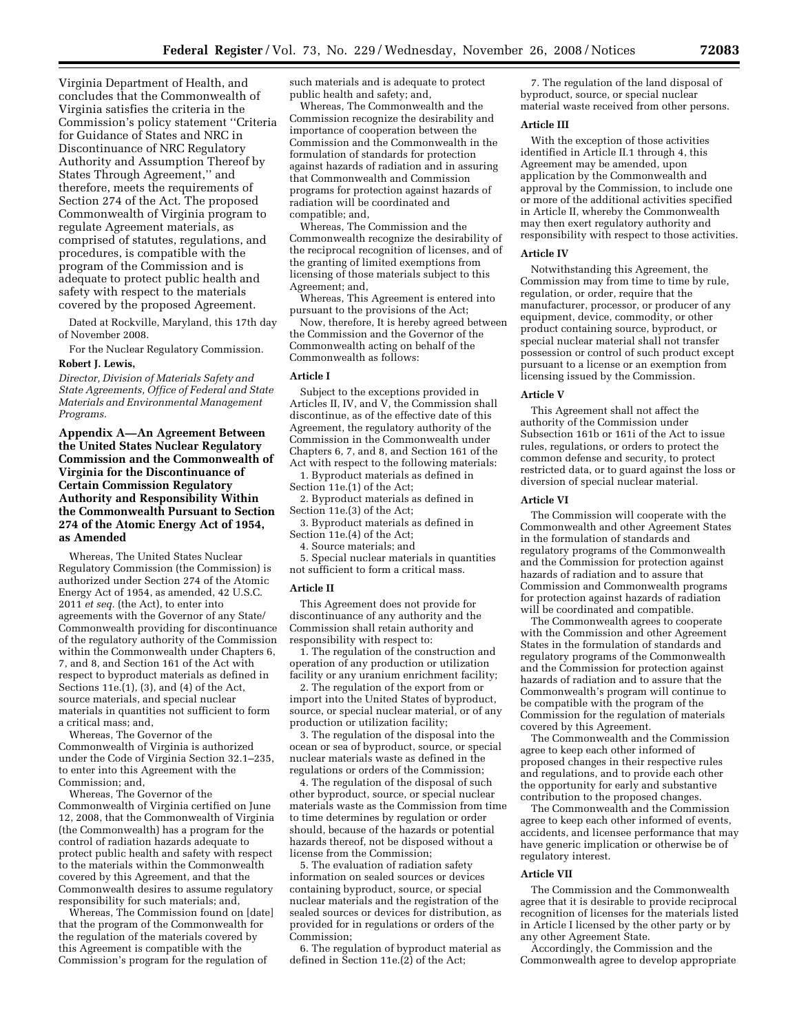Virginia Department of Health, and concludes that the Commonwealth of Virginia satisfies the criteria in the Commission's policy statement ''Criteria for Guidance of States and NRC in Discontinuance of NRC Regulatory Authority and Assumption Thereof by States Through Agreement,'' and therefore, meets the requirements of Section 274 of the Act. The proposed Commonwealth of Virginia program to regulate Agreement materials, as comprised of statutes, regulations, and procedures, is compatible with the program of the Commission and is adequate to protect public health and safety with respect to the materials covered by the proposed Agreement.

Dated at Rockville, Maryland, this 17th day of November 2008.

For the Nuclear Regulatory Commission.

**Robert J. Lewis,**

*Director, Division of Materials Safety and State Agreements, Office of Federal and State Materials and Environmental Management Programs.*

## Appendix A—An Agreement Between the United States Nuclear Regulatory Commission and the Commonwealth of Virginia for the Discontinuance of Certain Commission Regulatory Authority and Responsibility Within the Commonwealth Pursuant to Section 274 of the Atomic Energy Act of 1954, as Amended

Whereas, The United States Nuclear Regulatory Commission (the Commission) is authorized under Section 274 of the Atomic Energy Act of 1954, as amended, 42 U.S.C. 2011 *et seq.* (the Act), to enter into agreements with the Governor of any State/Commonwealth providing for discontinuance of the regulatory authority of the Commission within the Commonwealth under Chapters 6, 7, and 8, and Section 161 of the Act with respect to byproduct materials as defined in Sections 11e.(1), (3), and (4) of the Act, source materials, and special nuclear materials in quantities not sufficient to form a critical mass; and,

Whereas, The Governor of the Commonwealth of Virginia is authorized under the Code of Virginia Section 32.1–235, to enter into this Agreement with the Commission; and,

Whereas, The Governor of the Commonwealth of Virginia certified on June 12, 2008, that the Commonwealth of Virginia (the Commonwealth) has a program for the control of radiation hazards adequate to protect public health and safety with respect to the materials within the Commonwealth covered by this Agreement, and that the Commonwealth desires to assume regulatory responsibility for such materials; and,

Whereas, The Commission found on [date] that the program of the Commonwealth for the regulation of the materials covered by this Agreement is compatible with the Commission's program for the regulation of such materials and is adequate to protect public health and safety; and,

Whereas, The Commonwealth and the Commission recognize the desirability and importance of cooperation between the Commission and the Commonwealth in the formulation of standards for protection against hazards of radiation and in assuring that Commonwealth and Commission programs for protection against hazards of radiation will be coordinated and compatible; and,

Whereas, The Commission and the Commonwealth recognize the desirability of the reciprocal recognition of licenses, and of the granting of limited exemptions from licensing of those materials subject to this Agreement; and,

Whereas, This Agreement is entered into pursuant to the provisions of the Act;

Now, therefore, It is hereby agreed between the Commission and the Governor of the Commonwealth acting on behalf of the Commonwealth as follows:

### Article I

Subject to the exceptions provided in Articles II, IV, and V, the Commission shall discontinue, as of the effective date of this Agreement, the regulatory authority of the Commission in the Commonwealth under Chapters 6, 7, and 8, and Section 161 of the Act with respect to the following materials:

1. Byproduct materials as defined in Section 11e.(1) of the Act;
2. Byproduct materials as defined in Section 11e.(3) of the Act;
3. Byproduct materials as defined in Section 11e.(4) of the Act;
4. Source materials; and
5. Special nuclear materials in quantities not sufficient to form a critical mass.

### Article II

This Agreement does not provide for discontinuance of any authority and the Commission shall retain authority and responsibility with respect to:

1. The regulation of the construction and operation of any production or utilization facility or any uranium enrichment facility;
2. The regulation of the export from or import into the United States of byproduct, source, or special nuclear material, or of any production or utilization facility;
3. The regulation of the disposal into the ocean or sea of byproduct, source, or special nuclear materials waste as defined in the regulations or orders of the Commission;
4. The regulation of the disposal of such other byproduct, source, or special nuclear materials waste as the Commission from time to time determines by regulation or order should, because of the hazards or potential hazards thereof, not be disposed without a license from the Commission;
5. The evaluation of radiation safety information on sealed sources or devices containing byproduct, source, or special nuclear materials and the registration of the sealed sources or devices for distribution, as provided for in regulations or orders of the Commission;
6. The regulation of byproduct material as defined in Section 11e.(2) of the Act;
7. The regulation of the land disposal of byproduct, source, or special nuclear material waste received from other persons.

### Article III

With the exception of those activities identified in Article II.1 through 4, this Agreement may be amended, upon application by the Commonwealth and approval by the Commission, to include one or more of the additional activities specified in Article II, whereby the Commonwealth may then exert regulatory authority and responsibility with respect to those activities.

### Article IV

Notwithstanding this Agreement, the Commission may from time to time by rule, regulation, or order, require that the manufacturer, processor, or producer of any equipment, device, commodity, or other product containing source, byproduct, or special nuclear material shall not transfer possession or control of such product except pursuant to a license or an exemption from licensing issued by the Commission.

### Article V

This Agreement shall not affect the authority of the Commission under Subsection 161b or 161i of the Act to issue rules, regulations, or orders to protect the common defense and security, to protect restricted data, or to guard against the loss or diversion of special nuclear material.

### Article VI

The Commission will cooperate with the Commonwealth and other Agreement States in the formulation of standards and regulatory programs of the Commonwealth and the Commission for protection against hazards of radiation and to assure that Commission and Commonwealth programs for protection against hazards of radiation will be coordinated and compatible.

The Commonwealth agrees to cooperate with the Commission and other Agreement States in the formulation of standards and regulatory programs of the Commonwealth and the Commission for protection against hazards of radiation and to assure that the Commonwealth's program will continue to be compatible with the program of the Commission for the regulation of materials covered by this Agreement.

The Commonwealth and the Commission agree to keep each other informed of proposed changes in their respective rules and regulations, and to provide each other the opportunity for early and substantive contribution to the proposed changes.

The Commonwealth and the Commission agree to keep each other informed of events, accidents, and licensee performance that may have generic implication or otherwise be of regulatory interest.

### Article VII

The Commission and the Commonwealth agree that it is desirable to provide reciprocal recognition of licenses for the materials listed in Article I licensed by the other party or by any other Agreement State.

Accordingly, the Commission and the Commonwealth agree to develop appropriate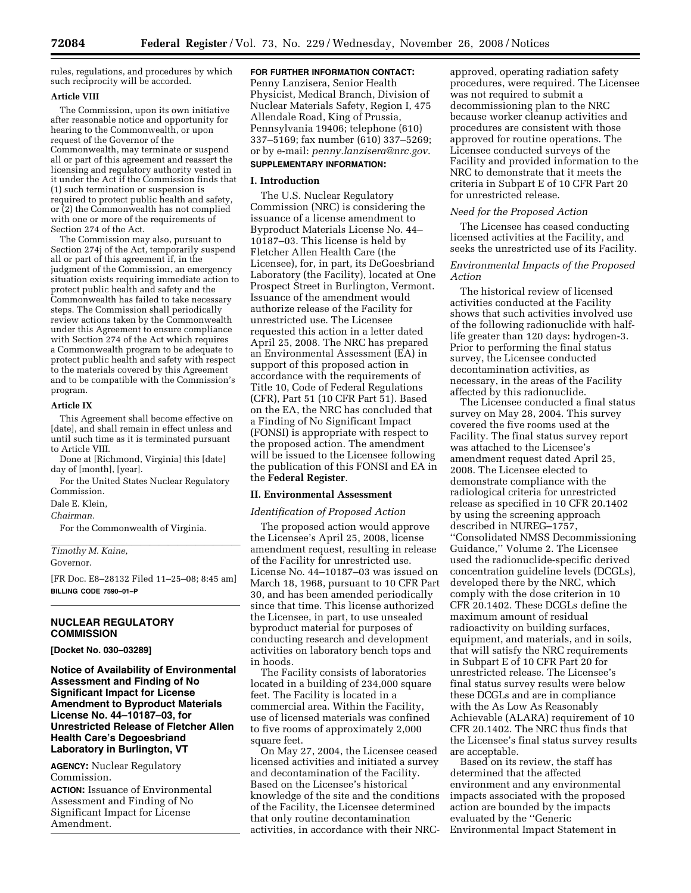rules, regulations, and procedures by which such reciprocity will be accorded.

**Article VIII**

The Commission, upon its own initiative after reasonable notice and opportunity for hearing to the Commonwealth, or upon request of the Governor of the Commonwealth, may terminate or suspend all or part of this agreement and reassert the licensing and regulatory authority vested in it under the Act if the Commission finds that (1) such termination or suspension is required to protect public health and safety, or (2) the Commonwealth has not complied with one or more of the requirements of Section 274 of the Act.

The Commission may also, pursuant to Section 274j of the Act, temporarily suspend all or part of this agreement if, in the judgment of the Commission, an emergency situation exists requiring immediate action to protect public health and safety and the Commonwealth has failed to take necessary steps. The Commission shall periodically review actions taken by the Commonwealth under this Agreement to ensure compliance with Section 274 of the Act which requires a Commonwealth program to be adequate to protect public health and safety with respect to the materials covered by this Agreement and to be compatible with the Commission's program.

**Article IX**

This Agreement shall become effective on [date], and shall remain in effect unless and until such time as it is terminated pursuant to Article VIII.

Done at [Richmond, Virginia] this [date] day of [month], [year].

For the United States Nuclear Regulatory Commission.

Dale E. Klein,

*Chairman.*

For the Commonwealth of Virginia.

*Timothy M. Kaine,*

Governor.

[FR Doc. E8–28132 Filed 11–25–08; 8:45 am]

**BILLING CODE 7590–01–P**

## NUCLEAR REGULATORY COMMISSION

**[Docket No. 030–03289]**

## Notice of Availability of Environmental Assessment and Finding of No Significant Impact for License Amendment to Byproduct Materials License No. 44–10187–03, for Unrestricted Release of Fletcher Allen Health Care's Degoesbriand Laboratory in Burlington, VT

**AGENCY:** Nuclear Regulatory Commission.

**ACTION:** Issuance of Environmental Assessment and Finding of No Significant Impact for License Amendment.

**FOR FURTHER INFORMATION CONTACT:** Penny Lanzisera, Senior Health Physicist, Medical Branch, Division of Nuclear Materials Safety, Region I, 475 Allendale Road, King of Prussia, Pennsylvania 19406; telephone (610) 337–5169; fax number (610) 337–5269; or by e-mail: *penny.lanzisera@nrc.gov*.

**SUPPLEMENTARY INFORMATION:**

### I. Introduction

The U.S. Nuclear Regulatory Commission (NRC) is considering the issuance of a license amendment to Byproduct Materials License No. 44–10187–03. This license is held by Fletcher Allen Health Care (the Licensee), for, in part, its DeGoesbriand Laboratory (the Facility), located at One Prospect Street in Burlington, Vermont. Issuance of the amendment would authorize release of the Facility for unrestricted use. The Licensee requested this action in a letter dated April 25, 2008. The NRC has prepared an Environmental Assessment (EA) in support of this proposed action in accordance with the requirements of Title 10, Code of Federal Regulations (CFR), Part 51 (10 CFR Part 51). Based on the EA, the NRC has concluded that a Finding of No Significant Impact (FONSI) is appropriate with respect to the proposed action. The amendment will be issued to the Licensee following the publication of this FONSI and EA in the **Federal Register**.

### II. Environmental Assessment

*Identification of Proposed Action*

The proposed action would approve the Licensee's April 25, 2008, license amendment request, resulting in release of the Facility for unrestricted use. License No. 44–10187–03 was issued on March 18, 1968, pursuant to 10 CFR Part 30, and has been amended periodically since that time. This license authorized the Licensee, in part, to use unsealed byproduct material for purposes of conducting research and development activities on laboratory bench tops and in hoods.

The Facility consists of laboratories located in a building of 234,000 square feet. The Facility is located in a commercial area. Within the Facility, use of licensed materials was confined to five rooms of approximately 2,000 square feet.

On May 27, 2004, the Licensee ceased licensed activities and initiated a survey and decontamination of the Facility. Based on the Licensee's historical knowledge of the site and the conditions of the Facility, the Licensee determined that only routine decontamination activities, in accordance with their NRC-approved, operating radiation safety procedures, were required. The Licensee was not required to submit a decommissioning plan to the NRC because worker cleanup activities and procedures are consistent with those approved for routine operations. The Licensee conducted surveys of the Facility and provided information to the NRC to demonstrate that it meets the criteria in Subpart E of 10 CFR Part 20 for unrestricted release.

*Need for the Proposed Action*

The Licensee has ceased conducting licensed activities at the Facility, and seeks the unrestricted use of its Facility.

*Environmental Impacts of the Proposed Action*

The historical review of licensed activities conducted at the Facility shows that such activities involved use of the following radionuclide with half-life greater than 120 days: hydrogen-3. Prior to performing the final status survey, the Licensee conducted decontamination activities, as necessary, in the areas of the Facility affected by this radionuclide.

The Licensee conducted a final status survey on May 28, 2004. This survey covered the five rooms used at the Facility. The final status survey report was attached to the Licensee's amendment request dated April 25, 2008. The Licensee elected to demonstrate compliance with the radiological criteria for unrestricted release as specified in 10 CFR 20.1402 by using the screening approach described in NUREG–1757, ''Consolidated NMSS Decommissioning Guidance,'' Volume 2. The Licensee used the radionuclide-specific derived concentration guideline levels (DCGLs), developed there by the NRC, which comply with the dose criterion in 10 CFR 20.1402. These DCGLs define the maximum amount of residual radioactivity on building surfaces, equipment, and materials, and in soils, that will satisfy the NRC requirements in Subpart E of 10 CFR Part 20 for unrestricted release. The Licensee's final status survey results were below these DCGLs and are in compliance with the As Low As Reasonably Achievable (ALARA) requirement of 10 CFR 20.1402. The NRC thus finds that the Licensee's final status survey results are acceptable.

Based on its review, the staff has determined that the affected environment and any environmental impacts associated with the proposed action are bounded by the impacts evaluated by the ''Generic Environmental Impact Statement in